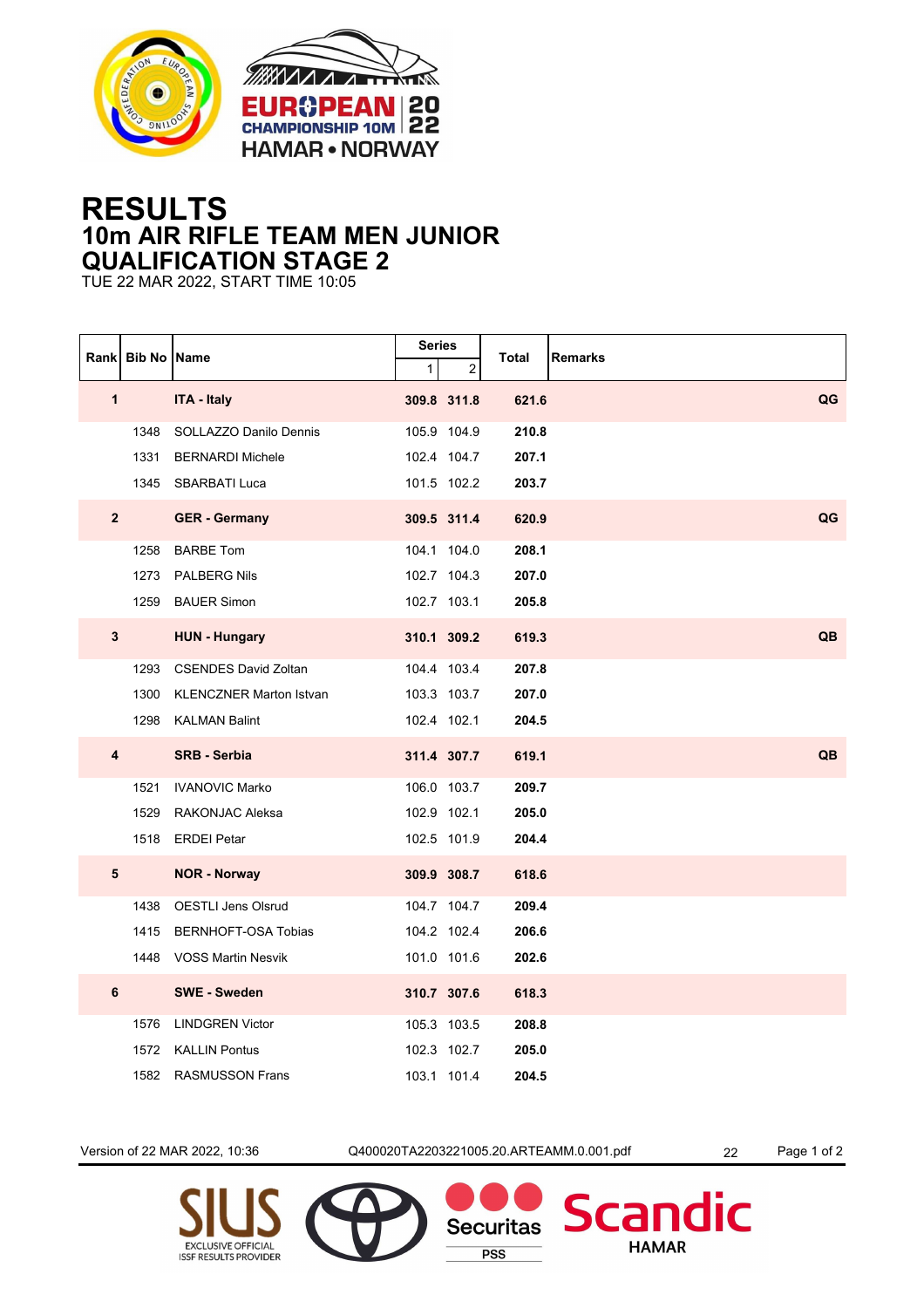# RESULTS

## 10m AIR RIFLE TEAM MEN JUNIOR

## QUALIFICATION STAGE 2

TUE 22 MAR 2022, START TIME 10:05

| Rank | Bib No | Name | Series 1 | Series 2 | Total | Remarks |
|---|---|---|---|---|---|---|
| **1** | | **ITA - Italy** | **309.8** | **311.8** | **621.6** | **QG** |
| | 1348 | SOLLAZZO Danilo Dennis | 105.9 | 104.9 | **210.8** | |
| | 1331 | BERNARDI Michele | 102.4 | 104.7 | **207.1** | |
| | 1345 | SBARBATI Luca | 101.5 | 102.2 | **203.7** | |
| **2** | | **GER - Germany** | **309.5** | **311.4** | **620.9** | **QG** |
| | 1258 | BARBE Tom | 104.1 | 104.0 | **208.1** | |
| | 1273 | PALBERG Nils | 102.7 | 104.3 | **207.0** | |
| | 1259 | BAUER Simon | 102.7 | 103.1 | **205.8** | |
| **3** | | **HUN - Hungary** | **310.1** | **309.2** | **619.3** | **QB** |
| | 1293 | CSENDES David Zoltan | 104.4 | 103.4 | **207.8** | |
| | 1300 | KLENCZNER Marton Istvan | 103.3 | 103.7 | **207.0** | |
| | 1298 | KALMAN Balint | 102.4 | 102.1 | **204.5** | |
| **4** | | **SRB - Serbia** | **311.4** | **307.7** | **619.1** | **QB** |
| | 1521 | IVANOVIC Marko | 106.0 | 103.7 | **209.7** | |
| | 1529 | RAKONJAC Aleksa | 102.9 | 102.1 | **205.0** | |
| | 1518 | ERDEI Petar | 102.5 | 101.9 | **204.4** | |
| **5** | | **NOR - Norway** | **309.9** | **308.7** | **618.6** | |
| | 1438 | OESTLI Jens Olsrud | 104.7 | 104.7 | **209.4** | |
| | 1415 | BERNHOFT-OSA Tobias | 104.2 | 102.4 | **206.6** | |
| | 1448 | VOSS Martin Nesvik | 101.0 | 101.6 | **202.6** | |
| **6** | | **SWE - Sweden** | **310.7** | **307.6** | **618.3** | |
| | 1576 | LINDGREN Victor | 105.3 | 103.5 | **208.8** | |
| | 1572 | KALLIN Pontus | 102.3 | 102.7 | **205.0** | |
| | 1582 | RASMUSSON Frans | 103.1 | 101.4 | **204.5** | |

Version of 22 MAR 2022, 10:36 Q400020TA2203221005.20.ARTEAMM.0.001.pdf 22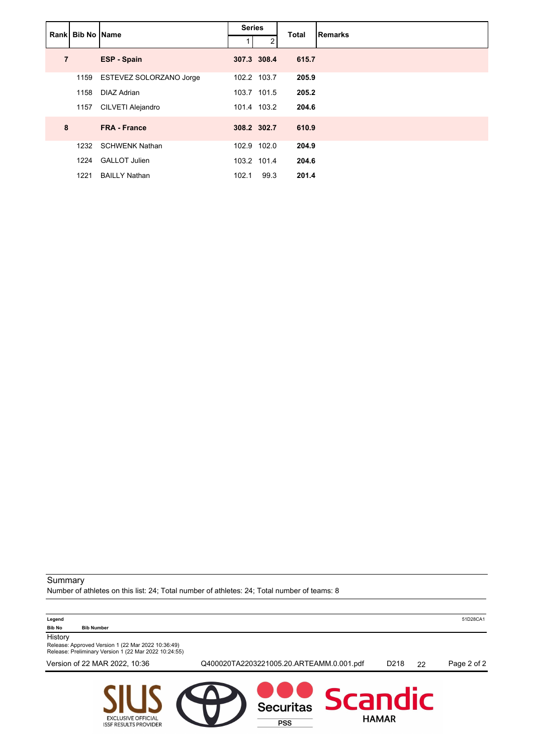| Rank | Bib No | Name | Series | | Total | Remarks |
|---|---|---|---|---|---|---|
| | | | 1 | 2 | | |
| **7** | | **ESP - Spain** | **307.3** | **308.4** | **615.7** | |
| | 1159 | ESTEVEZ SOLORZANO Jorge | 102.2 | 103.7 | **205.9** | |
| | 1158 | DIAZ Adrian | 103.7 | 101.5 | **205.2** | |
| | 1157 | CILVETI Alejandro | 101.4 | 103.2 | **204.6** | |
| **8** | | **FRA - France** | **308.2** | **302.7** | **610.9** | |
| | 1232 | SCHWENK Nathan | 102.9 | 102.0 | **204.9** | |
| | 1224 | GALLOT Julien | 103.2 | 101.4 | **204.6** | |
| | 1221 | BAILLY Nathan | 102.1 | 99.3 | **201.4** | |

Summary

Number of athletes on this list: 24; Total number of athletes: 24; Total number of teams: 8

**Legend**

**Bib No** **Bib Number**

51D28CA1

History

Release: Approved Version 1 (22 Mar 2022 10:36:49)
Release: Preliminary Version 1 (22 Mar 2022 10:24:55)

Version of 22 MAR 2022, 10:36 Q400020TA2203221005.20.ARTEAMM.0.001.pdf D218 22

SIUS EXCLUSIVE OFFICIAL ISSF RESULTS PROVIDER · Securitas PSS · Scandic HAMAR